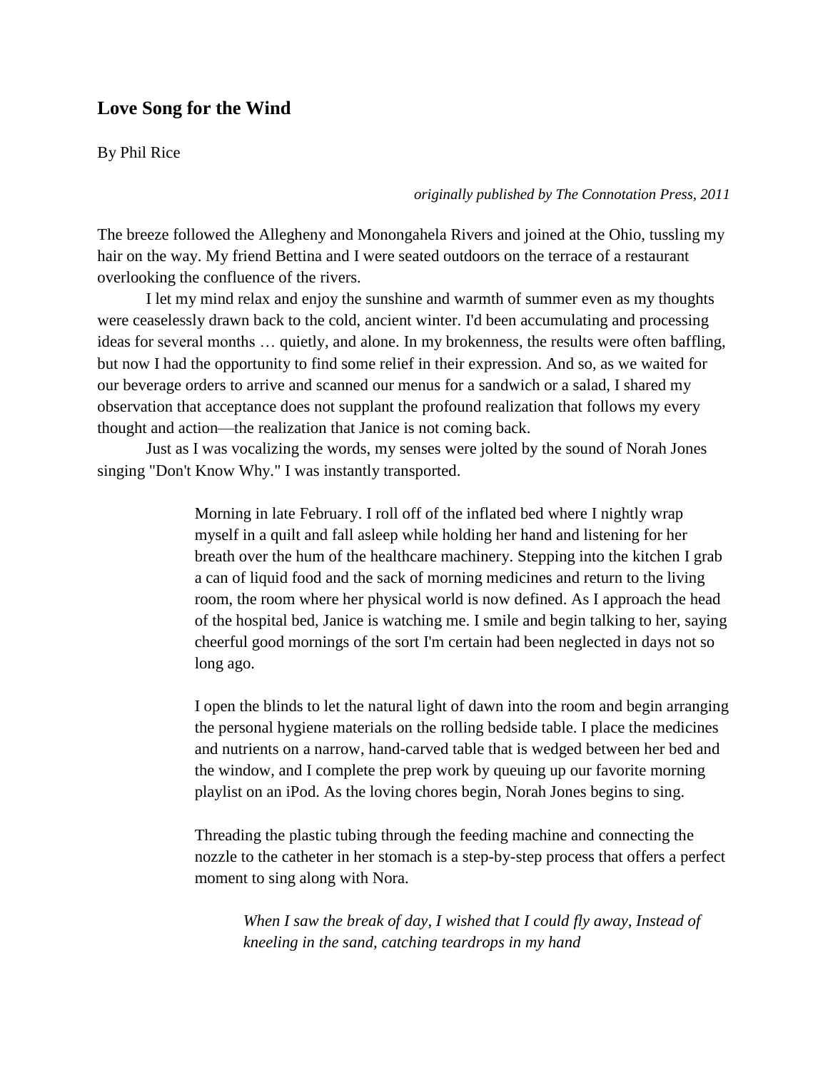## Love Song for the Wind

By Phil Rice

*originally published by The Connotation Press, 2011*

The breeze followed the Allegheny and Monongahela Rivers and joined at the Ohio, tussling my hair on the way. My friend Bettina and I were seated outdoors on the terrace of a restaurant overlooking the confluence of the rivers.

I let my mind relax and enjoy the sunshine and warmth of summer even as my thoughts were ceaselessly drawn back to the cold, ancient winter. I'd been accumulating and processing ideas for several months … quietly, and alone. In my brokenness, the results were often baffling, but now I had the opportunity to find some relief in their expression. And so, as we waited for our beverage orders to arrive and scanned our menus for a sandwich or a salad, I shared my observation that acceptance does not supplant the profound realization that follows my every thought and action—the realization that Janice is not coming back.

Just as I was vocalizing the words, my senses were jolted by the sound of Norah Jones singing "Don't Know Why." I was instantly transported.

> Morning in late February. I roll off of the inflated bed where I nightly wrap myself in a quilt and fall asleep while holding her hand and listening for her breath over the hum of the healthcare machinery. Stepping into the kitchen I grab a can of liquid food and the sack of morning medicines and return to the living room, the room where her physical world is now defined. As I approach the head of the hospital bed, Janice is watching me. I smile and begin talking to her, saying cheerful good mornings of the sort I'm certain had been neglected in days not so long ago.
>
> I open the blinds to let the natural light of dawn into the room and begin arranging the personal hygiene materials on the rolling bedside table. I place the medicines and nutrients on a narrow, hand-carved table that is wedged between her bed and the window, and I complete the prep work by queuing up our favorite morning playlist on an iPod. As the loving chores begin, Norah Jones begins to sing.
>
> Threading the plastic tubing through the feeding machine and connecting the nozzle to the catheter in her stomach is a step-by-step process that offers a perfect moment to sing along with Nora.
>
>> *When I saw the break of day, I wished that I could fly away, Instead of kneeling in the sand, catching teardrops in my hand*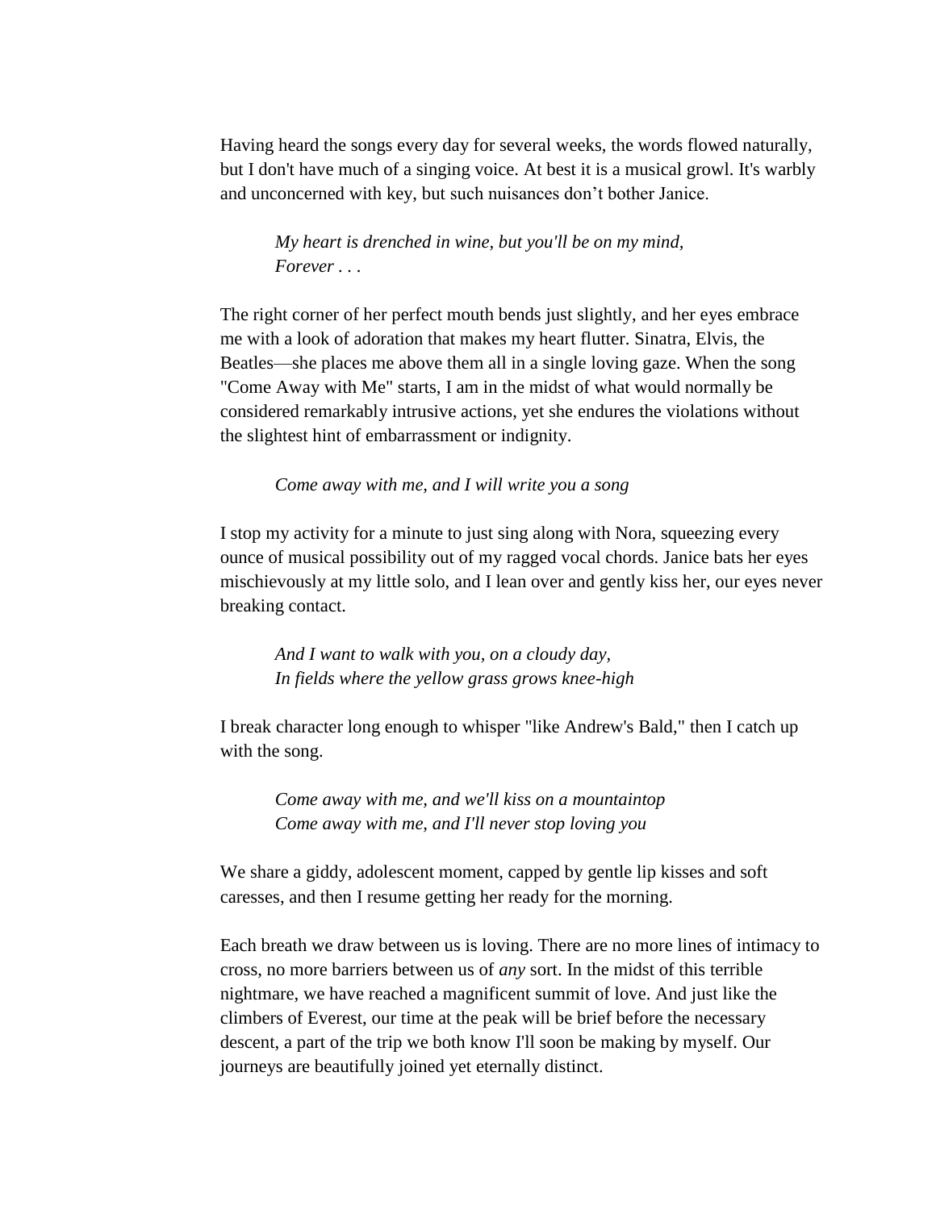Having heard the songs every day for several weeks, the words flowed naturally, but I don't have much of a singing voice. At best it is a musical growl. It's warbly and unconcerned with key, but such nuisances don't bother Janice.

> *My heart is drenched in wine, but you'll be on my mind,*
> *Forever . . .*

The right corner of her perfect mouth bends just slightly, and her eyes embrace me with a look of adoration that makes my heart flutter. Sinatra, Elvis, the Beatles—she places me above them all in a single loving gaze. When the song "Come Away with Me" starts, I am in the midst of what would normally be considered remarkably intrusive actions, yet she endures the violations without the slightest hint of embarrassment or indignity.

> *Come away with me, and I will write you a song*

I stop my activity for a minute to just sing along with Nora, squeezing every ounce of musical possibility out of my ragged vocal chords. Janice bats her eyes mischievously at my little solo, and I lean over and gently kiss her, our eyes never breaking contact.

> *And I want to walk with you, on a cloudy day,*
> *In fields where the yellow grass grows knee-high*

I break character long enough to whisper "like Andrew's Bald," then I catch up with the song.

> *Come away with me, and we'll kiss on a mountaintop*
> *Come away with me, and I'll never stop loving you*

We share a giddy, adolescent moment, capped by gentle lip kisses and soft caresses, and then I resume getting her ready for the morning.

Each breath we draw between us is loving. There are no more lines of intimacy to cross, no more barriers between us of *any* sort. In the midst of this terrible nightmare, we have reached a magnificent summit of love. And just like the climbers of Everest, our time at the peak will be brief before the necessary descent, a part of the trip we both know I'll soon be making by myself. Our journeys are beautifully joined yet eternally distinct.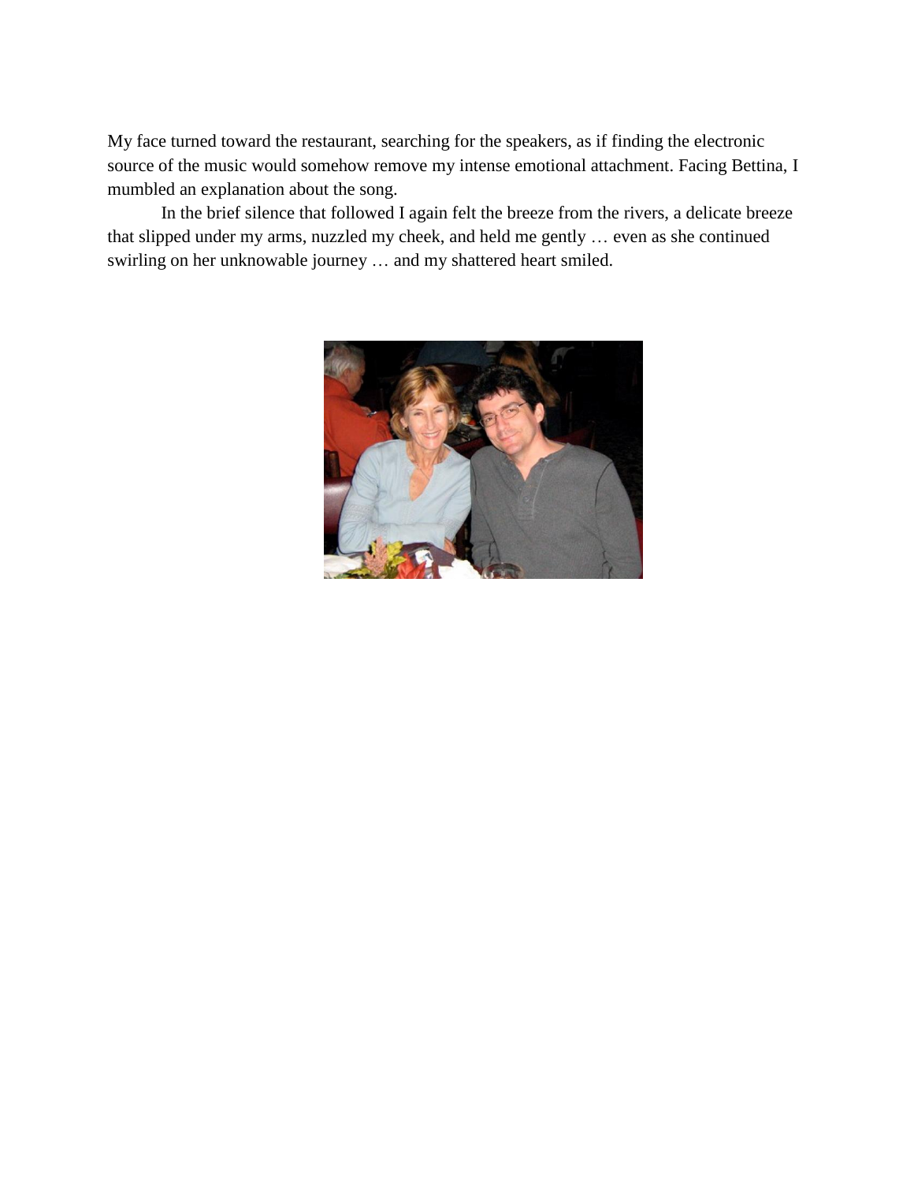My face turned toward the restaurant, searching for the speakers, as if finding the electronic source of the music would somehow remove my intense emotional attachment. Facing Bettina, I mumbled an explanation about the song.

In the brief silence that followed I again felt the breeze from the rivers, a delicate breeze that slipped under my arms, nuzzled my cheek, and held me gently … even as she continued swirling on her unknowable journey … and my shattered heart smiled.